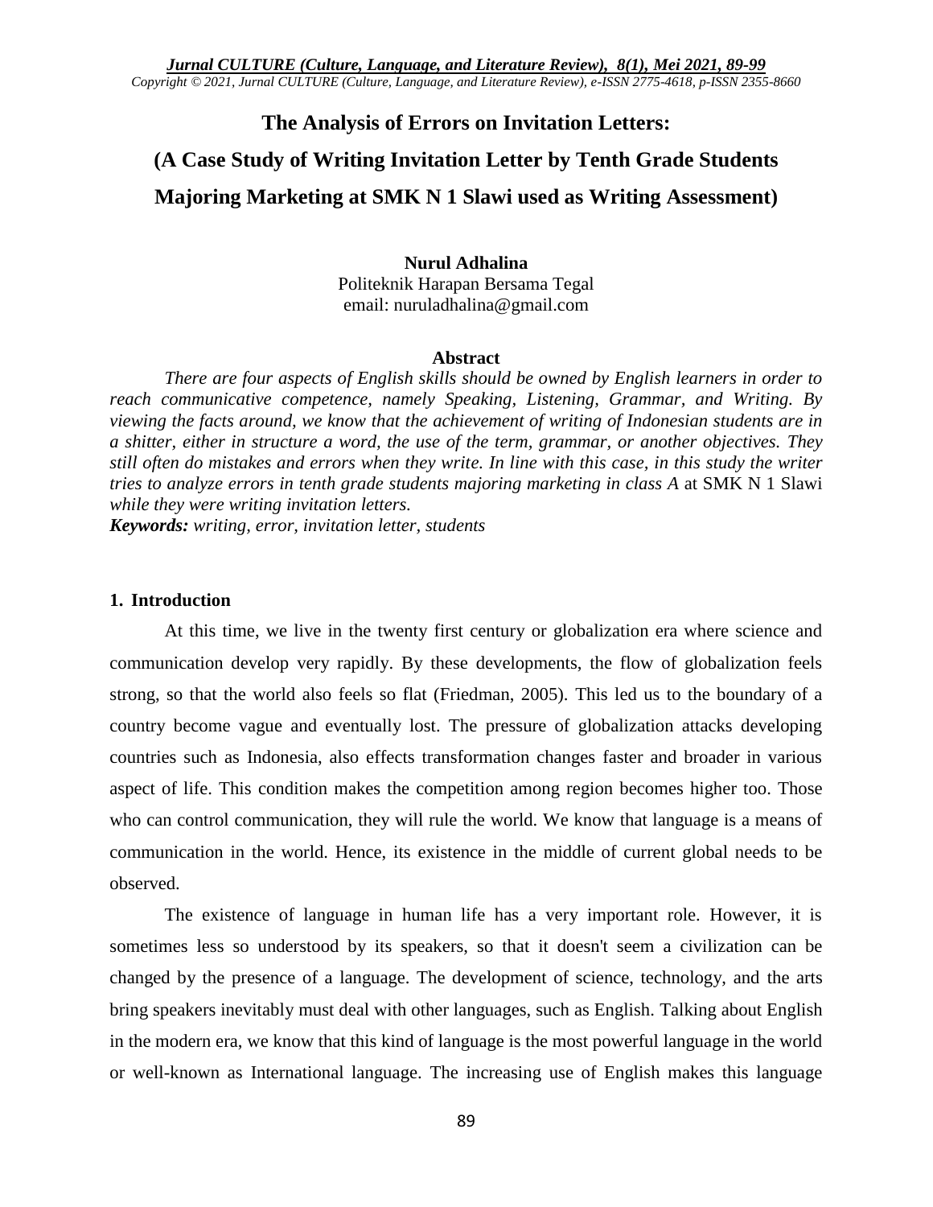# The Analysis of Errors on Invitation Letters:

# (A Case Study of Writing Invitation Letter by Tenth Grade Students Majoring Marketing at SMK N 1 Slawi used as Writing Assessment)

**Nurul Adhalina**
Politeknik Harapan Bersama Tegal
email: nuruladhalina@gmail.com

**Abstract**

*There are four aspects of English skills should be owned by English learners in order to reach communicative competence, namely Speaking, Listening, Grammar, and Writing. By viewing the facts around, we know that the achievement of writing of Indonesian students are in a shitter, either in structure a word, the use of the term, grammar, or another objectives. They still often do mistakes and errors when they write. In line with this case, in this study the writer tries to analyze errors in tenth grade students majoring marketing in class A* at SMK N 1 Slawi *while they were writing invitation letters.*

***Keywords:*** *writing, error, invitation letter, students*

## 1. Introduction

At this time, we live in the twenty first century or globalization era where science and communication develop very rapidly. By these developments, the flow of globalization feels strong, so that the world also feels so flat (Friedman, 2005). This led us to the boundary of a country become vague and eventually lost. The pressure of globalization attacks developing countries such as Indonesia, also effects transformation changes faster and broader in various aspect of life. This condition makes the competition among region becomes higher too. Those who can control communication, they will rule the world. We know that language is a means of communication in the world. Hence, its existence in the middle of current global needs to be observed.

The existence of language in human life has a very important role. However, it is sometimes less so understood by its speakers, so that it doesn't seem a civilization can be changed by the presence of a language. The development of science, technology, and the arts bring speakers inevitably must deal with other languages, such as English. Talking about English in the modern era, we know that this kind of language is the most powerful language in the world or well-known as International language. The increasing use of English makes this language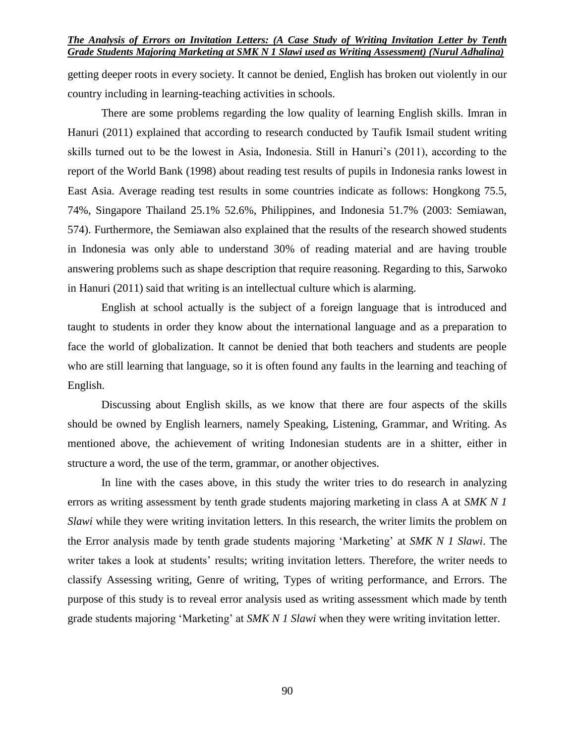getting deeper roots in every society. It cannot be denied, English has broken out violently in our country including in learning-teaching activities in schools.

There are some problems regarding the low quality of learning English skills. Imran in Hanuri (2011) explained that according to research conducted by Taufik Ismail student writing skills turned out to be the lowest in Asia, Indonesia. Still in Hanuri's (2011), according to the report of the World Bank (1998) about reading test results of pupils in Indonesia ranks lowest in East Asia. Average reading test results in some countries indicate as follows: Hongkong 75.5, 74%, Singapore Thailand 25.1% 52.6%, Philippines, and Indonesia 51.7% (2003: Semiawan, 574). Furthermore, the Semiawan also explained that the results of the research showed students in Indonesia was only able to understand 30% of reading material and are having trouble answering problems such as shape description that require reasoning. Regarding to this, Sarwoko in Hanuri (2011) said that writing is an intellectual culture which is alarming.

English at school actually is the subject of a foreign language that is introduced and taught to students in order they know about the international language and as a preparation to face the world of globalization. It cannot be denied that both teachers and students are people who are still learning that language, so it is often found any faults in the learning and teaching of English.

Discussing about English skills, as we know that there are four aspects of the skills should be owned by English learners, namely Speaking, Listening, Grammar, and Writing. As mentioned above, the achievement of writing Indonesian students are in a shitter, either in structure a word, the use of the term, grammar, or another objectives.

In line with the cases above, in this study the writer tries to do research in analyzing errors as writing assessment by tenth grade students majoring marketing in class A at *SMK N 1 Slawi* while they were writing invitation letters. In this research, the writer limits the problem on the Error analysis made by tenth grade students majoring 'Marketing' at *SMK N 1 Slawi*. The writer takes a look at students' results; writing invitation letters. Therefore, the writer needs to classify Assessing writing, Genre of writing, Types of writing performance, and Errors. The purpose of this study is to reveal error analysis used as writing assessment which made by tenth grade students majoring 'Marketing' at *SMK N 1 Slawi* when they were writing invitation letter.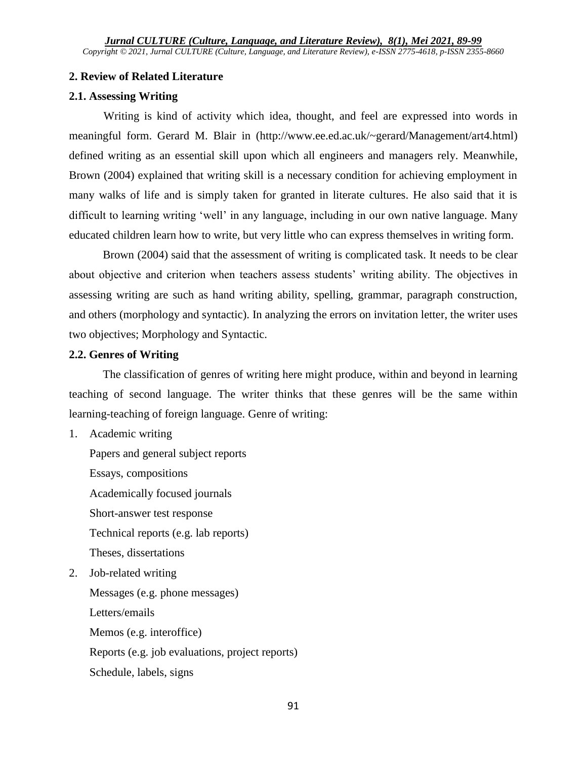## 2. Review of Related Literature

### 2.1. Assessing Writing

Writing is kind of activity which idea, thought, and feel are expressed into words in meaningful form. Gerard M. Blair in (http://www.ee.ed.ac.uk/~gerard/Management/art4.html) defined writing as an essential skill upon which all engineers and managers rely. Meanwhile, Brown (2004) explained that writing skill is a necessary condition for achieving employment in many walks of life and is simply taken for granted in literate cultures. He also said that it is difficult to learning writing 'well' in any language, including in our own native language. Many educated children learn how to write, but very little who can express themselves in writing form.

Brown (2004) said that the assessment of writing is complicated task. It needs to be clear about objective and criterion when teachers assess students' writing ability. The objectives in assessing writing are such as hand writing ability, spelling, grammar, paragraph construction, and others (morphology and syntactic). In analyzing the errors on invitation letter, the writer uses two objectives; Morphology and Syntactic.

### 2.2. Genres of Writing

The classification of genres of writing here might produce, within and beyond in learning teaching of second language. The writer thinks that these genres will be the same within learning-teaching of foreign language. Genre of writing:

1. Academic writing

   Papers and general subject reports

   Essays, compositions

   Academically focused journals

   Short-answer test response

   Technical reports (e.g. lab reports)

   Theses, dissertations

2. Job-related writing

   Messages (e.g. phone messages)

   Letters/emails

   Memos (e.g. interoffice)

   Reports (e.g. job evaluations, project reports)

   Schedule, labels, signs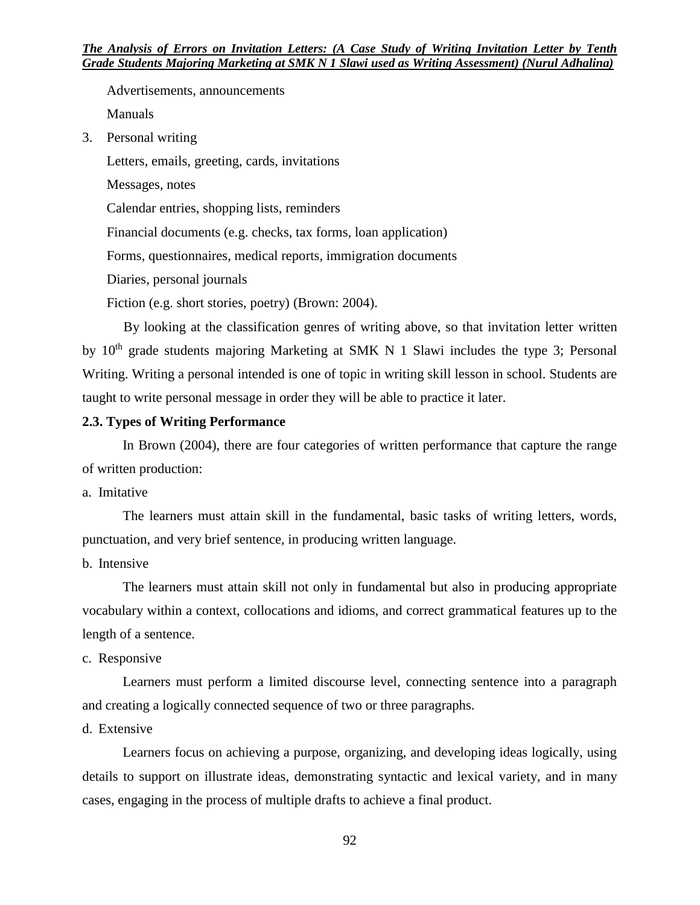Advertisements, announcements

Manuals

3. Personal writing

   Letters, emails, greeting, cards, invitations

   Messages, notes

   Calendar entries, shopping lists, reminders

   Financial documents (e.g. checks, tax forms, loan application)

   Forms, questionnaires, medical reports, immigration documents

   Diaries, personal journals

   Fiction (e.g. short stories, poetry) (Brown: 2004).

By looking at the classification genres of writing above, so that invitation letter written by 10th grade students majoring Marketing at SMK N 1 Slawi includes the type 3; Personal Writing. Writing a personal intended is one of topic in writing skill lesson in school. Students are taught to write personal message in order they will be able to practice it later.

**2.3. Types of Writing Performance**

In Brown (2004), there are four categories of written performance that capture the range of written production:

a. Imitative

The learners must attain skill in the fundamental, basic tasks of writing letters, words, punctuation, and very brief sentence, in producing written language.

b. Intensive

The learners must attain skill not only in fundamental but also in producing appropriate vocabulary within a context, collocations and idioms, and correct grammatical features up to the length of a sentence.

c. Responsive

Learners must perform a limited discourse level, connecting sentence into a paragraph and creating a logically connected sequence of two or three paragraphs.

d. Extensive

Learners focus on achieving a purpose, organizing, and developing ideas logically, using details to support on illustrate ideas, demonstrating syntactic and lexical variety, and in many cases, engaging in the process of multiple drafts to achieve a final product.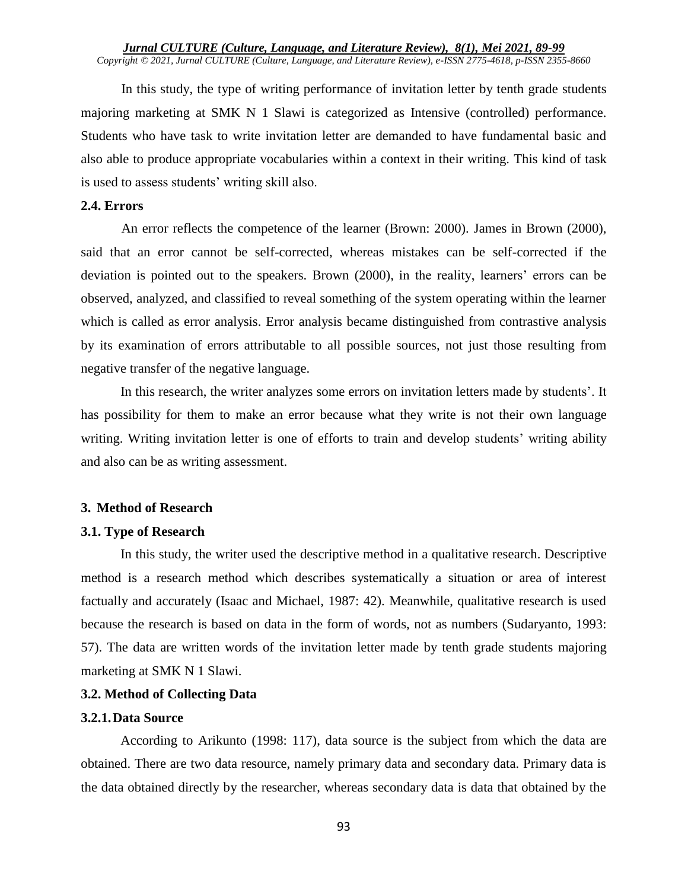In this study, the type of writing performance of invitation letter by tenth grade students majoring marketing at SMK N 1 Slawi is categorized as Intensive (controlled) performance. Students who have task to write invitation letter are demanded to have fundamental basic and also able to produce appropriate vocabularies within a context in their writing. This kind of task is used to assess students' writing skill also.

### 2.4. Errors

An error reflects the competence of the learner (Brown: 2000). James in Brown (2000), said that an error cannot be self-corrected, whereas mistakes can be self-corrected if the deviation is pointed out to the speakers. Brown (2000), in the reality, learners' errors can be observed, analyzed, and classified to reveal something of the system operating within the learner which is called as error analysis. Error analysis became distinguished from contrastive analysis by its examination of errors attributable to all possible sources, not just those resulting from negative transfer of the negative language.

In this research, the writer analyzes some errors on invitation letters made by students'. It has possibility for them to make an error because what they write is not their own language writing. Writing invitation letter is one of efforts to train and develop students' writing ability and also can be as writing assessment.

## 3. Method of Research

### 3.1. Type of Research

In this study, the writer used the descriptive method in a qualitative research. Descriptive method is a research method which describes systematically a situation or area of interest factually and accurately (Isaac and Michael, 1987: 42). Meanwhile, qualitative research is used because the research is based on data in the form of words, not as numbers (Sudaryanto, 1993: 57). The data are written words of the invitation letter made by tenth grade students majoring marketing at SMK N 1 Slawi.

### 3.2. Method of Collecting Data

#### 3.2.1. Data Source

According to Arikunto (1998: 117), data source is the subject from which the data are obtained. There are two data resource, namely primary data and secondary data. Primary data is the data obtained directly by the researcher, whereas secondary data is data that obtained by the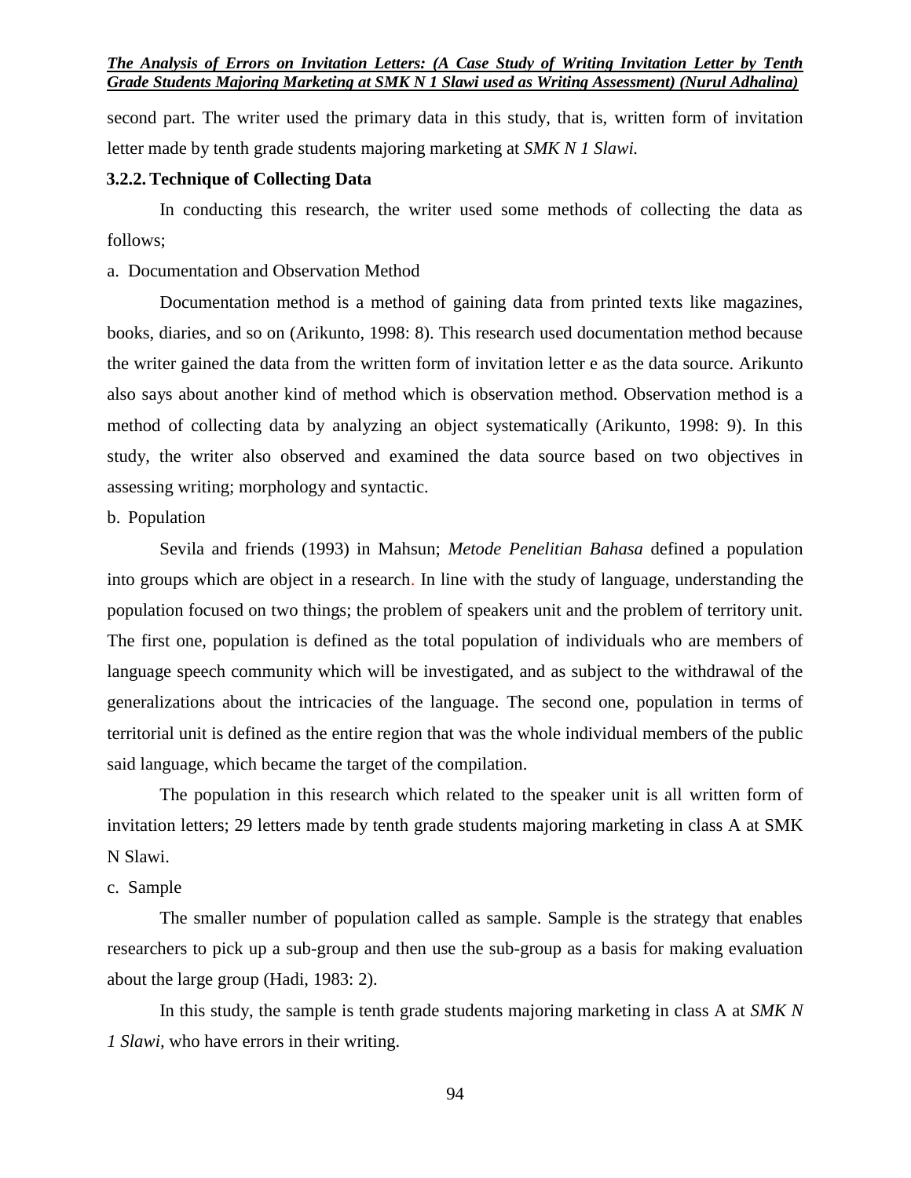second part. The writer used the primary data in this study, that is, written form of invitation letter made by tenth grade students majoring marketing at *SMK N 1 Slawi.*

### 3.2.2. Technique of Collecting Data

In conducting this research, the writer used some methods of collecting the data as follows;

a. Documentation and Observation Method

Documentation method is a method of gaining data from printed texts like magazines, books, diaries, and so on (Arikunto, 1998: 8). This research used documentation method because the writer gained the data from the written form of invitation letter e as the data source. Arikunto also says about another kind of method which is observation method. Observation method is a method of collecting data by analyzing an object systematically (Arikunto, 1998: 9). In this study, the writer also observed and examined the data source based on two objectives in assessing writing; morphology and syntactic.

b. Population

Sevila and friends (1993) in Mahsun; *Metode Penelitian Bahasa* defined a population into groups which are object in a research. In line with the study of language, understanding the population focused on two things; the problem of speakers unit and the problem of territory unit. The first one, population is defined as the total population of individuals who are members of language speech community which will be investigated, and as subject to the withdrawal of the generalizations about the intricacies of the language. The second one, population in terms of territorial unit is defined as the entire region that was the whole individual members of the public said language, which became the target of the compilation.

The population in this research which related to the speaker unit is all written form of invitation letters; 29 letters made by tenth grade students majoring marketing in class A at SMK N Slawi.

c. Sample

The smaller number of population called as sample. Sample is the strategy that enables researchers to pick up a sub-group and then use the sub-group as a basis for making evaluation about the large group (Hadi, 1983: 2).

In this study, the sample is tenth grade students majoring marketing in class A at *SMK N 1 Slawi*, who have errors in their writing.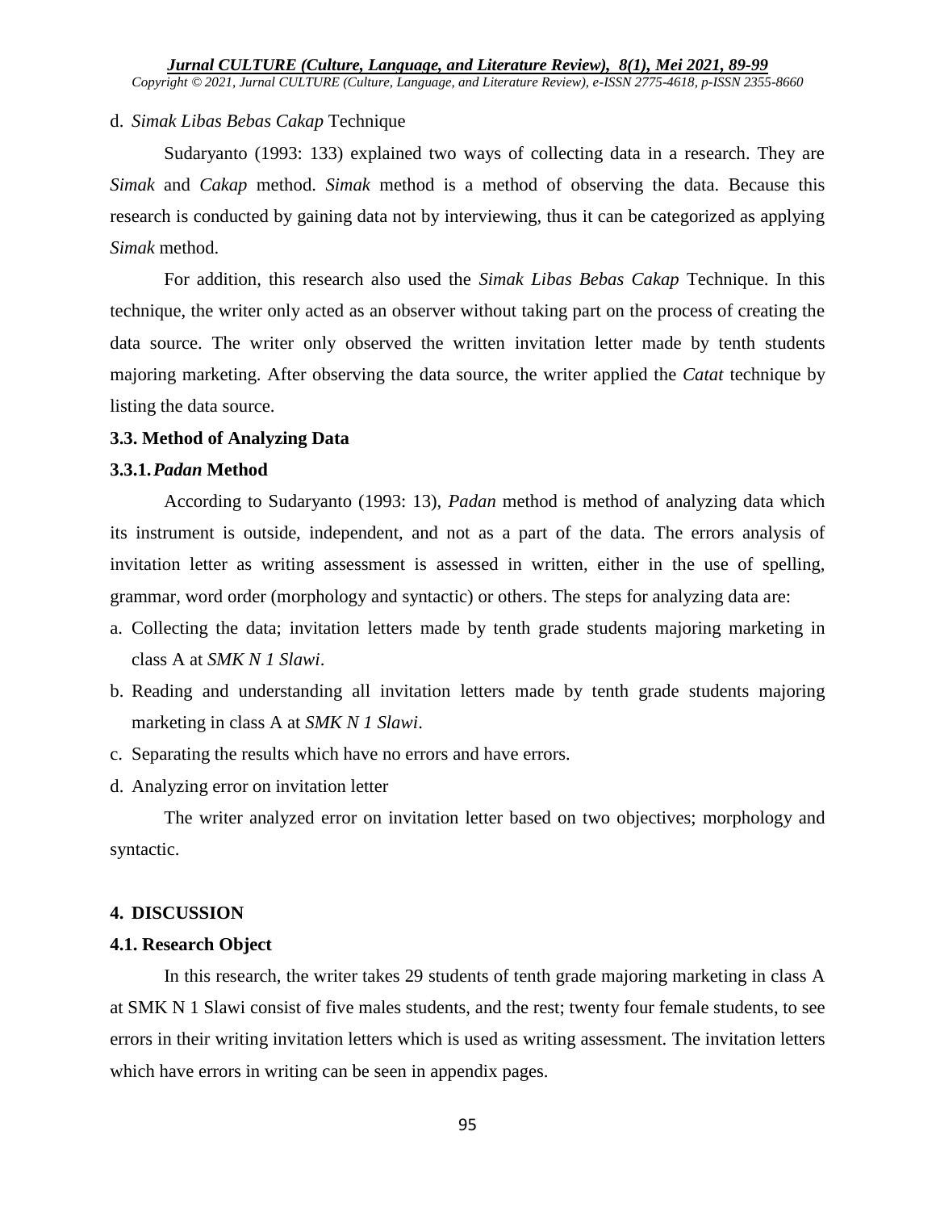d. *Simak Libas Bebas Cakap* Technique

Sudaryanto (1993: 133) explained two ways of collecting data in a research. They are *Simak* and *Cakap* method. *Simak* method is a method of observing the data. Because this research is conducted by gaining data not by interviewing, thus it can be categorized as applying *Simak* method.

For addition, this research also used the *Simak Libas Bebas Cakap* Technique. In this technique, the writer only acted as an observer without taking part on the process of creating the data source. The writer only observed the written invitation letter made by tenth students majoring marketing. After observing the data source, the writer applied the *Catat* technique by listing the data source.

### 3.3. Method of Analyzing Data

#### 3.3.1. *Padan* Method

According to Sudaryanto (1993: 13), *Padan* method is method of analyzing data which its instrument is outside, independent, and not as a part of the data. The errors analysis of invitation letter as writing assessment is assessed in written, either in the use of spelling, grammar, word order (morphology and syntactic) or others. The steps for analyzing data are:

a. Collecting the data; invitation letters made by tenth grade students majoring marketing in class A at *SMK N 1 Slawi*.
b. Reading and understanding all invitation letters made by tenth grade students majoring marketing in class A at *SMK N 1 Slawi*.
c. Separating the results which have no errors and have errors.
d. Analyzing error on invitation letter

The writer analyzed error on invitation letter based on two objectives; morphology and syntactic.

## 4. DISCUSSION

### 4.1. Research Object

In this research, the writer takes 29 students of tenth grade majoring marketing in class A at SMK N 1 Slawi consist of five males students, and the rest; twenty four female students, to see errors in their writing invitation letters which is used as writing assessment. The invitation letters which have errors in writing can be seen in appendix pages.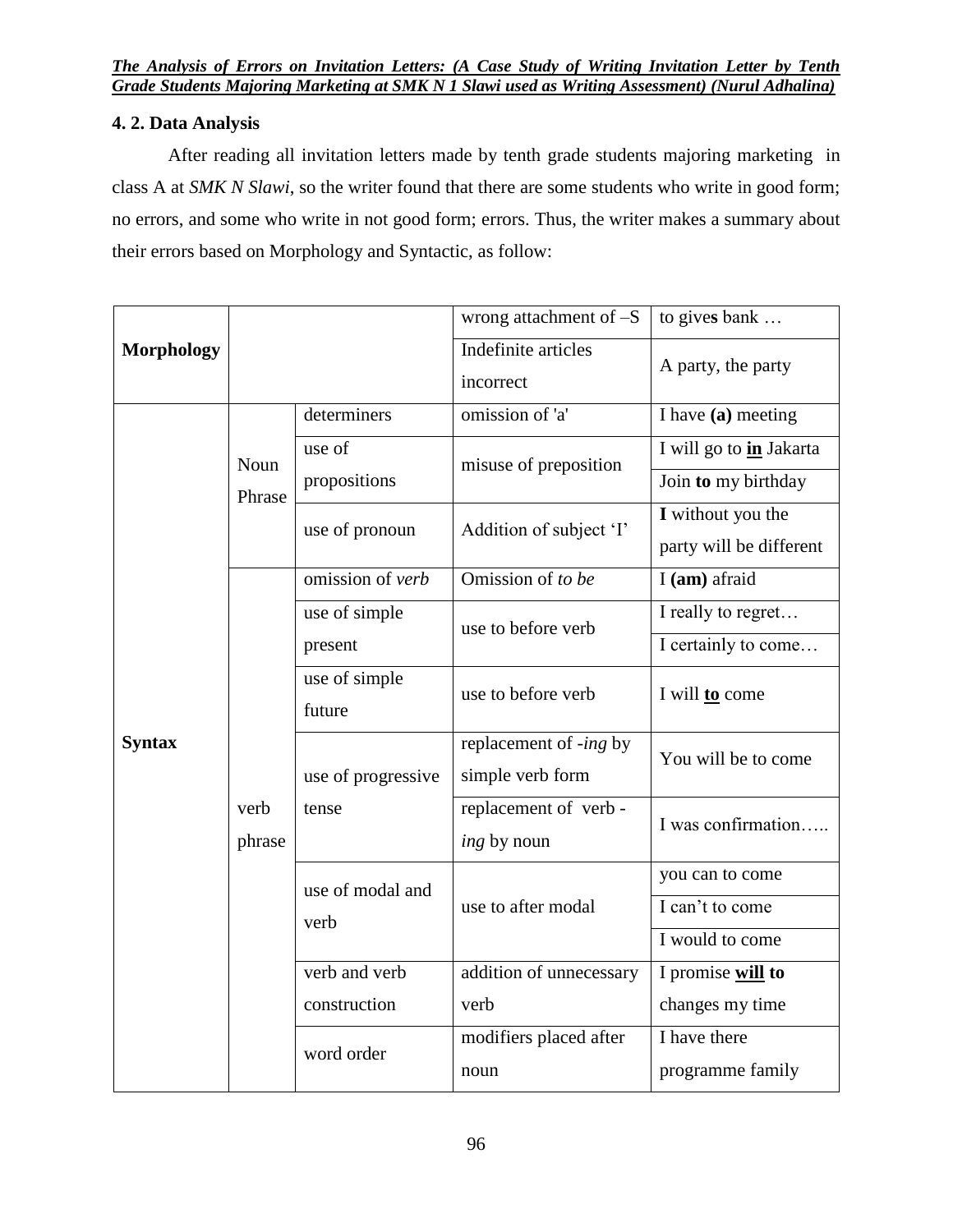## 4. 2. Data Analysis

After reading all invitation letters made by tenth grade students majoring marketing in class A at *SMK N Slawi*, so the writer found that there are some students who write in good form; no errors, and some who write in not good form; errors. Thus, the writer makes a summary about their errors based on Morphology and Syntactic, as follow:

| | | | | |
|---|---|---|---|---|
| **Morphology** | | | wrong attachment of –S | to give**s** bank … |
| | | | Indefinite articles incorrect | A party, the party |
| **Syntax** | Noun Phrase | determiners | omission of 'a' | I have **(a)** meeting |
| | | use of propositions | misuse of preposition | I will go to **in** Jakarta |
| | | | | Join **to** my birthday |
| | | use of pronoun | Addition of subject 'I' | **I** without you the party will be different |
| | verb phrase | omission of *verb* | Omission of *to be* | I **(am)** afraid |
| | | use of simple present | use to before verb | I really to regret… |
| | | | | I certainly to come… |
| | | use of simple future | use to before verb | I will **to** come |
| | | use of progressive tense | replacement of *-ing* by simple verb form | You will be to come |
| | | | replacement of verb -*ing* by noun | I was confirmation….. |
| | | use of modal and verb | use to after modal | you can to come |
| | | | | I can't to come |
| | | | | I would to come |
| | | verb and verb construction | addition of unnecessary verb | I promise **will to** changes my time |
| | | word order | modifiers placed after noun | I have there programme family |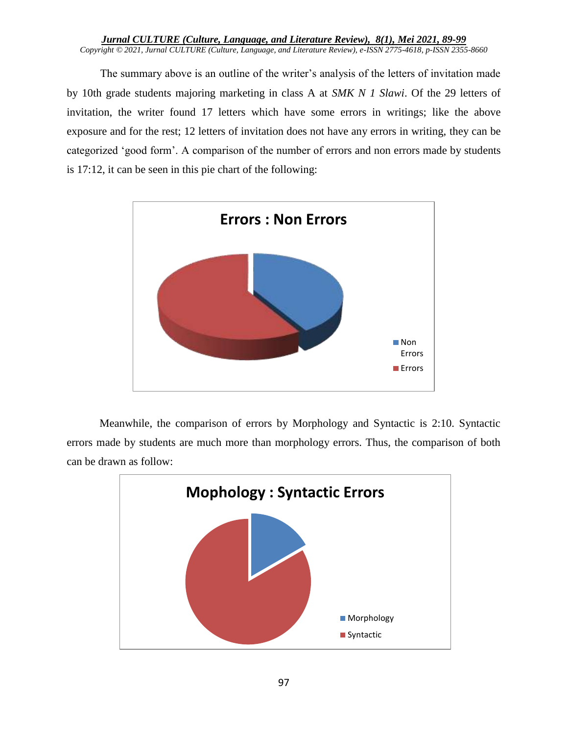The summary above is an outline of the writer's analysis of the letters of invitation made by 10th grade students majoring marketing in class A at *SMK N 1 Slawi*. Of the 29 letters of invitation, the writer found 17 letters which have some errors in writings; like the above exposure and for the rest; 12 letters of invitation does not have any errors in writing, they can be categorized 'good form'. A comparison of the number of errors and non errors made by students is 17:12, it can be seen in this pie chart of the following:

**Errors : Non Errors**

Non Errors
Errors

Meanwhile, the comparison of errors by Morphology and Syntactic is 2:10. Syntactic errors made by students are much more than morphology errors. Thus, the comparison of both can be drawn as follow:

**Mophology : Syntactic Errors**

Morphology
Syntactic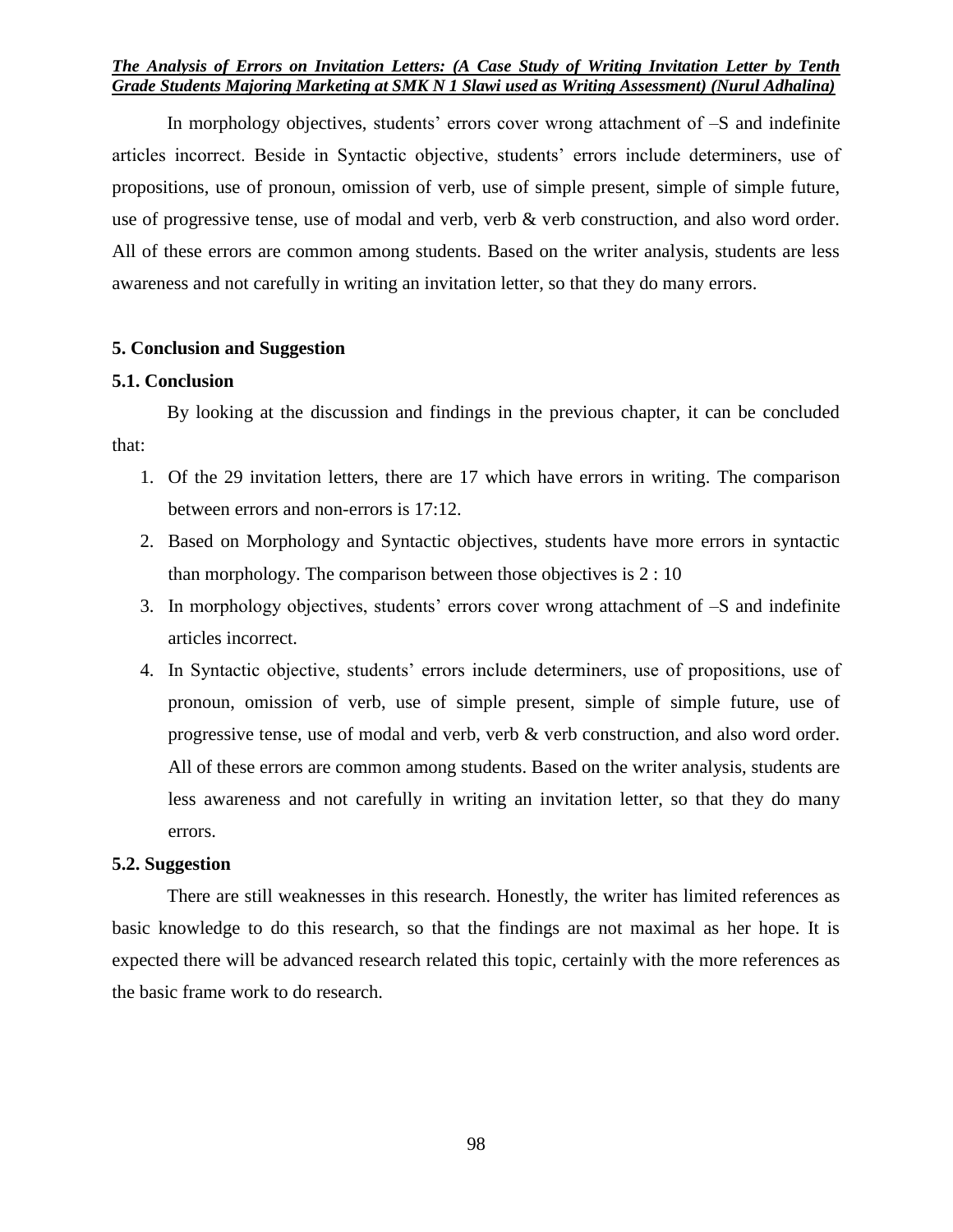In morphology objectives, students' errors cover wrong attachment of –S and indefinite articles incorrect. Beside in Syntactic objective, students' errors include determiners, use of propositions, use of pronoun, omission of verb, use of simple present, simple of simple future, use of progressive tense, use of modal and verb, verb & verb construction, and also word order. All of these errors are common among students. Based on the writer analysis, students are less awareness and not carefully in writing an invitation letter, so that they do many errors.

## 5. Conclusion and Suggestion

### 5.1. Conclusion

By looking at the discussion and findings in the previous chapter, it can be concluded that:

1. Of the 29 invitation letters, there are 17 which have errors in writing. The comparison between errors and non-errors is 17:12.
2. Based on Morphology and Syntactic objectives, students have more errors in syntactic than morphology. The comparison between those objectives is 2 : 10
3. In morphology objectives, students' errors cover wrong attachment of –S and indefinite articles incorrect.
4. In Syntactic objective, students' errors include determiners, use of propositions, use of pronoun, omission of verb, use of simple present, simple of simple future, use of progressive tense, use of modal and verb, verb & verb construction, and also word order. All of these errors are common among students. Based on the writer analysis, students are less awareness and not carefully in writing an invitation letter, so that they do many errors.

### 5.2. Suggestion

There are still weaknesses in this research. Honestly, the writer has limited references as basic knowledge to do this research, so that the findings are not maximal as her hope. It is expected there will be advanced research related this topic, certainly with the more references as the basic frame work to do research.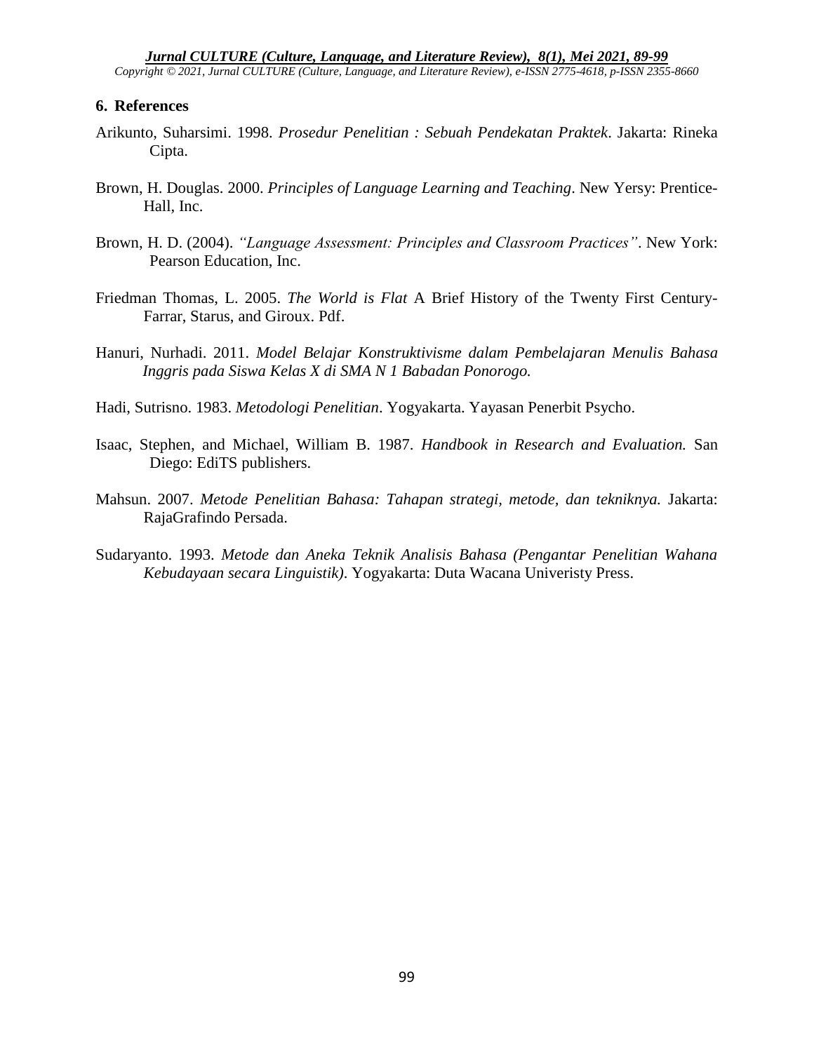## 6. References

Arikunto, Suharsimi. 1998. *Prosedur Penelitian : Sebuah Pendekatan Praktek*. Jakarta: Rineka Cipta.

Brown, H. Douglas. 2000. *Principles of Language Learning and Teaching*. New Yersy: Prentice-Hall, Inc.

Brown, H. D. (2004). *"Language Assessment: Principles and Classroom Practices"*. New York: Pearson Education, Inc.

Friedman Thomas, L. 2005. *The World is Flat* A Brief History of the Twenty First Century-Farrar, Starus, and Giroux. Pdf.

Hanuri, Nurhadi. 2011. *Model Belajar Konstruktivisme dalam Pembelajaran Menulis Bahasa Inggris pada Siswa Kelas X di SMA N 1 Babadan Ponorogo.*

Hadi, Sutrisno. 1983. *Metodologi Penelitian*. Yogyakarta. Yayasan Penerbit Psycho.

Isaac, Stephen, and Michael, William B. 1987. *Handbook in Research and Evaluation.* San Diego: EdiTS publishers.

Mahsun. 2007. *Metode Penelitian Bahasa: Tahapan strategi, metode, dan tekniknya.* Jakarta: RajaGrafindo Persada.

Sudaryanto. 1993. *Metode dan Aneka Teknik Analisis Bahasa (Pengantar Penelitian Wahana Kebudayaan secara Linguistik)*. Yogyakarta: Duta Wacana Univeristy Press.